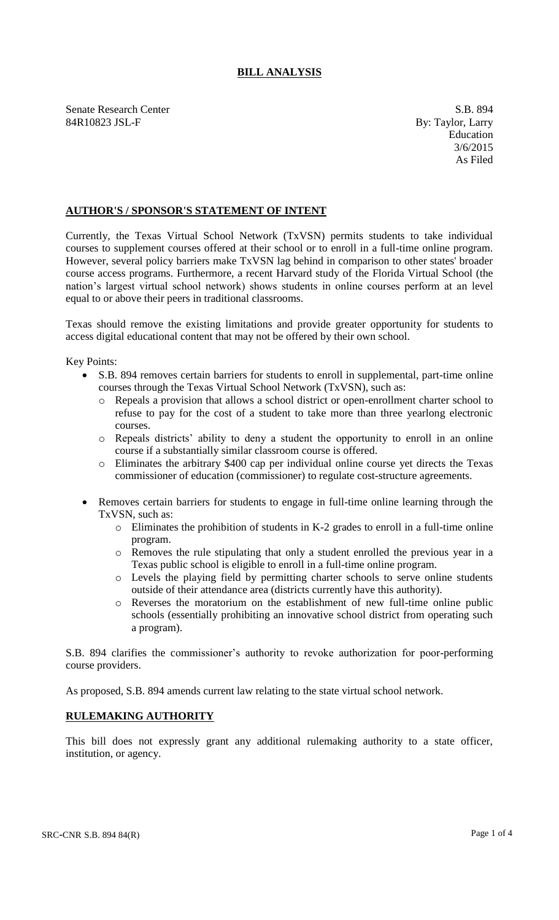# BILL ANALYSIS

Senate Research Center
84R10823 JSL-F

S.B. 894
By: Taylor, Larry
Education
3/6/2015
As Filed

## AUTHOR'S / SPONSOR'S STATEMENT OF INTENT

Currently, the Texas Virtual School Network (TxVSN) permits students to take individual courses to supplement courses offered at their school or to enroll in a full-time online program. However, several policy barriers make TxVSN lag behind in comparison to other states' broader course access programs. Furthermore, a recent Harvard study of the Florida Virtual School (the nation's largest virtual school network) shows students in online courses perform at an level equal to or above their peers in traditional classrooms.

Texas should remove the existing limitations and provide greater opportunity for students to access digital educational content that may not be offered by their own school.

Key Points:

- S.B. 894 removes certain barriers for students to enroll in supplemental, part-time online courses through the Texas Virtual School Network (TxVSN), such as:
  - Repeals a provision that allows a school district or open-enrollment charter school to refuse to pay for the cost of a student to take more than three yearlong electronic courses.
  - Repeals districts' ability to deny a student the opportunity to enroll in an online course if a substantially similar classroom course is offered.
  - Eliminates the arbitrary $400 cap per individual online course yet directs the Texas commissioner of education (commissioner) to regulate cost-structure agreements.
- Removes certain barriers for students to engage in full-time online learning through the TxVSN, such as:
  - Eliminates the prohibition of students in K-2 grades to enroll in a full-time online program.
  - Removes the rule stipulating that only a student enrolled the previous year in a Texas public school is eligible to enroll in a full-time online program.
  - Levels the playing field by permitting charter schools to serve online students outside of their attendance area (districts currently have this authority).
  - Reverses the moratorium on the establishment of new full-time online public schools (essentially prohibiting an innovative school district from operating such a program).

S.B. 894 clarifies the commissioner's authority to revoke authorization for poor-performing course providers.

As proposed, S.B. 894 amends current law relating to the state virtual school network.

## RULEMAKING AUTHORITY

This bill does not expressly grant any additional rulemaking authority to a state officer, institution, or agency.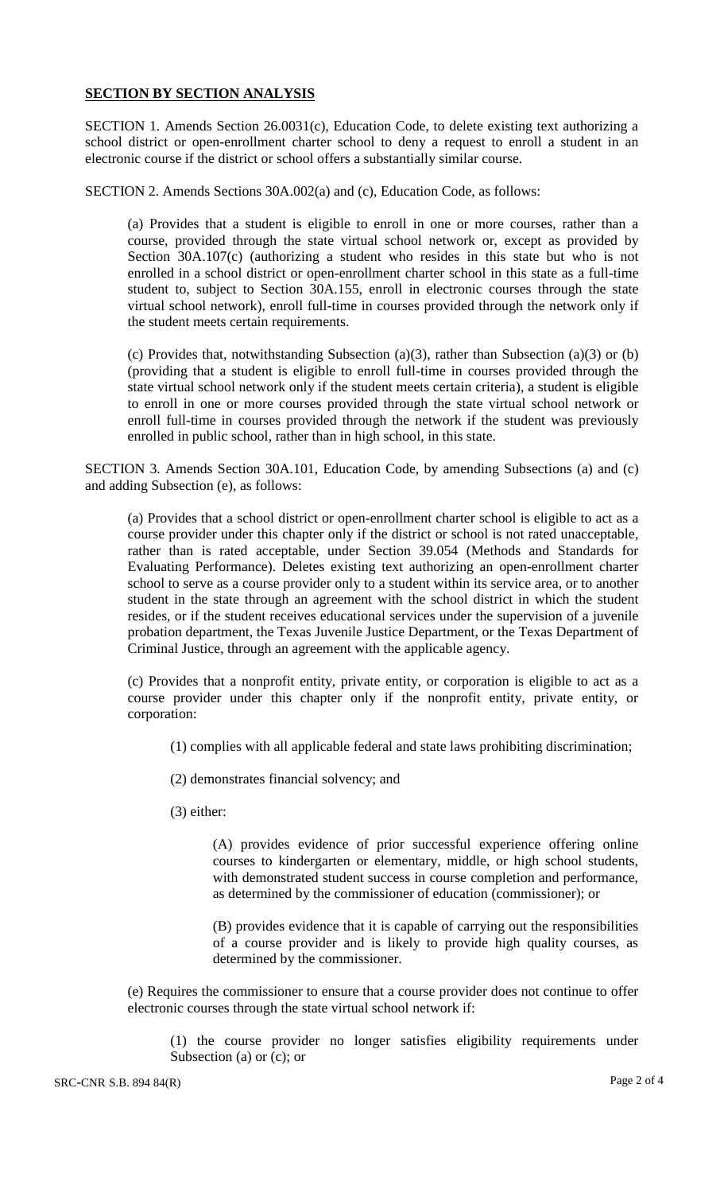## **SECTION BY SECTION ANALYSIS**

SECTION 1. Amends Section 26.0031(c), Education Code, to delete existing text authorizing a school district or open-enrollment charter school to deny a request to enroll a student in an electronic course if the district or school offers a substantially similar course.

SECTION 2. Amends Sections 30A.002(a) and (c), Education Code, as follows:

(a) Provides that a student is eligible to enroll in one or more courses, rather than a course, provided through the state virtual school network or, except as provided by Section 30A.107(c) (authorizing a student who resides in this state but who is not enrolled in a school district or open-enrollment charter school in this state as a full-time student to, subject to Section 30A.155, enroll in electronic courses through the state virtual school network), enroll full-time in courses provided through the network only if the student meets certain requirements.

(c) Provides that, notwithstanding Subsection (a)(3), rather than Subsection (a)(3) or (b) (providing that a student is eligible to enroll full-time in courses provided through the state virtual school network only if the student meets certain criteria), a student is eligible to enroll in one or more courses provided through the state virtual school network or enroll full-time in courses provided through the network if the student was previously enrolled in public school, rather than in high school, in this state.

SECTION 3. Amends Section 30A.101, Education Code, by amending Subsections (a) and (c) and adding Subsection (e), as follows:

(a) Provides that a school district or open-enrollment charter school is eligible to act as a course provider under this chapter only if the district or school is not rated unacceptable, rather than is rated acceptable, under Section 39.054 (Methods and Standards for Evaluating Performance). Deletes existing text authorizing an open-enrollment charter school to serve as a course provider only to a student within its service area, or to another student in the state through an agreement with the school district in which the student resides, or if the student receives educational services under the supervision of a juvenile probation department, the Texas Juvenile Justice Department, or the Texas Department of Criminal Justice, through an agreement with the applicable agency.

(c) Provides that a nonprofit entity, private entity, or corporation is eligible to act as a course provider under this chapter only if the nonprofit entity, private entity, or corporation:

(1) complies with all applicable federal and state laws prohibiting discrimination;

(2) demonstrates financial solvency; and

(3) either:

(A) provides evidence of prior successful experience offering online courses to kindergarten or elementary, middle, or high school students, with demonstrated student success in course completion and performance, as determined by the commissioner of education (commissioner); or

(B) provides evidence that it is capable of carrying out the responsibilities of a course provider and is likely to provide high quality courses, as determined by the commissioner.

(e) Requires the commissioner to ensure that a course provider does not continue to offer electronic courses through the state virtual school network if:

(1) the course provider no longer satisfies eligibility requirements under Subsection (a) or (c); or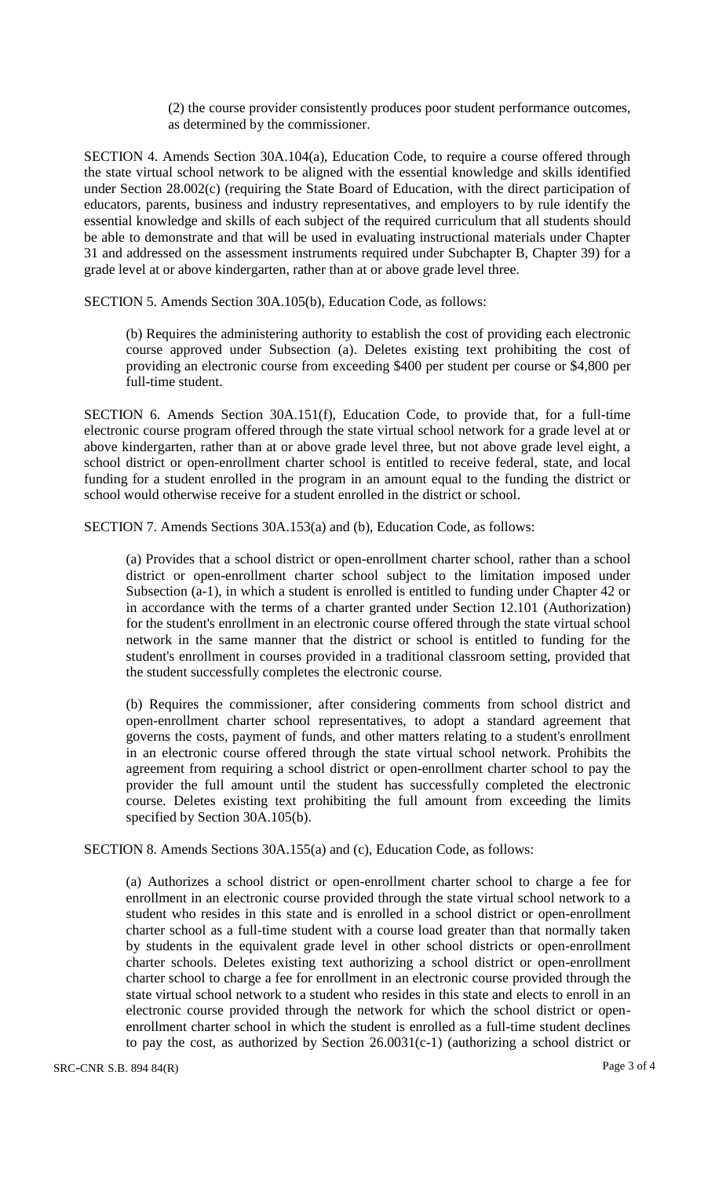(2) the course provider consistently produces poor student performance outcomes, as determined by the commissioner.

SECTION 4. Amends Section 30A.104(a), Education Code, to require a course offered through the state virtual school network to be aligned with the essential knowledge and skills identified under Section 28.002(c) (requiring the State Board of Education, with the direct participation of educators, parents, business and industry representatives, and employers to by rule identify the essential knowledge and skills of each subject of the required curriculum that all students should be able to demonstrate and that will be used in evaluating instructional materials under Chapter 31 and addressed on the assessment instruments required under Subchapter B, Chapter 39) for a grade level at or above kindergarten, rather than at or above grade level three.

SECTION 5. Amends Section 30A.105(b), Education Code, as follows:

(b) Requires the administering authority to establish the cost of providing each electronic course approved under Subsection (a). Deletes existing text prohibiting the cost of providing an electronic course from exceeding $400 per student per course or $4,800 per full-time student.

SECTION 6. Amends Section 30A.151(f), Education Code, to provide that, for a full-time electronic course program offered through the state virtual school network for a grade level at or above kindergarten, rather than at or above grade level three, but not above grade level eight, a school district or open-enrollment charter school is entitled to receive federal, state, and local funding for a student enrolled in the program in an amount equal to the funding the district or school would otherwise receive for a student enrolled in the district or school.

SECTION 7. Amends Sections 30A.153(a) and (b), Education Code, as follows:

(a) Provides that a school district or open-enrollment charter school, rather than a school district or open-enrollment charter school subject to the limitation imposed under Subsection (a-1), in which a student is enrolled is entitled to funding under Chapter 42 or in accordance with the terms of a charter granted under Section 12.101 (Authorization) for the student's enrollment in an electronic course offered through the state virtual school network in the same manner that the district or school is entitled to funding for the student's enrollment in courses provided in a traditional classroom setting, provided that the student successfully completes the electronic course.

(b) Requires the commissioner, after considering comments from school district and open-enrollment charter school representatives, to adopt a standard agreement that governs the costs, payment of funds, and other matters relating to a student's enrollment in an electronic course offered through the state virtual school network. Prohibits the agreement from requiring a school district or open-enrollment charter school to pay the provider the full amount until the student has successfully completed the electronic course. Deletes existing text prohibiting the full amount from exceeding the limits specified by Section 30A.105(b).

SECTION 8. Amends Sections 30A.155(a) and (c), Education Code, as follows:

(a) Authorizes a school district or open-enrollment charter school to charge a fee for enrollment in an electronic course provided through the state virtual school network to a student who resides in this state and is enrolled in a school district or open-enrollment charter school as a full-time student with a course load greater than that normally taken by students in the equivalent grade level in other school districts or open-enrollment charter schools. Deletes existing text authorizing a school district or open-enrollment charter school to charge a fee for enrollment in an electronic course provided through the state virtual school network to a student who resides in this state and elects to enroll in an electronic course provided through the network for which the school district or open-enrollment charter school in which the student is enrolled as a full-time student declines to pay the cost, as authorized by Section 26.0031(c-1) (authorizing a school district or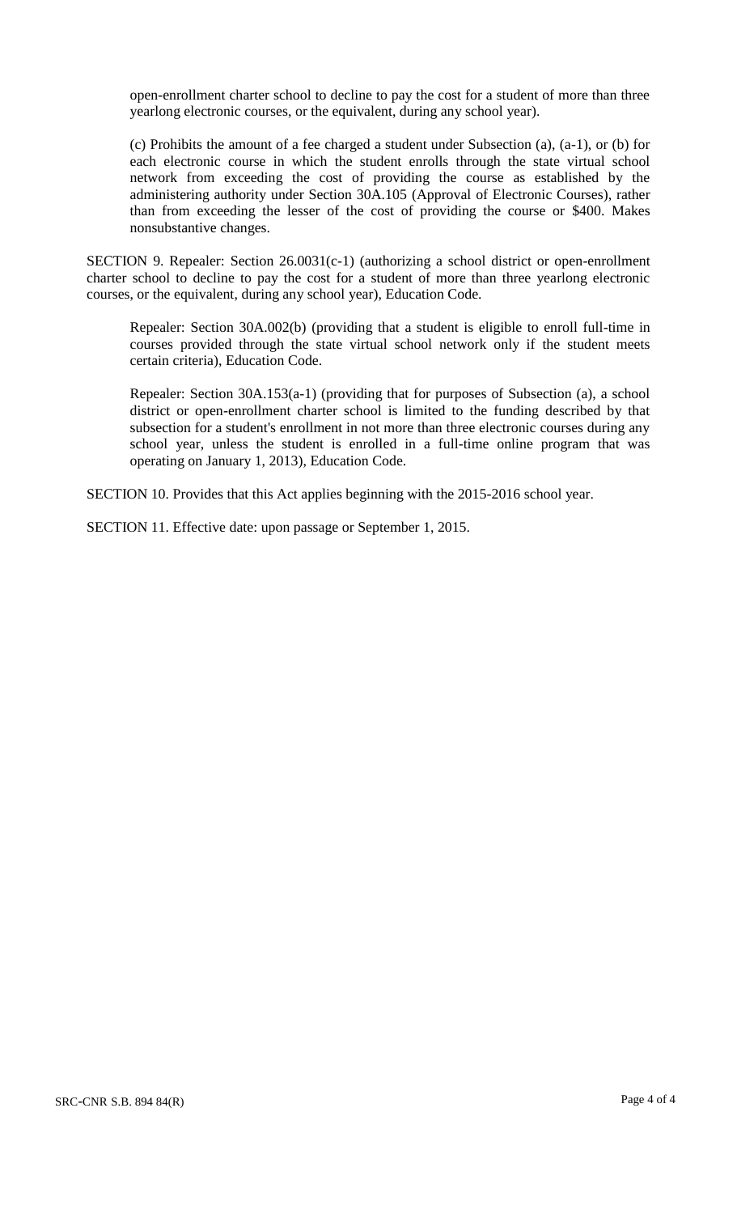open-enrollment charter school to decline to pay the cost for a student of more than three yearlong electronic courses, or the equivalent, during any school year).

(c) Prohibits the amount of a fee charged a student under Subsection (a), (a-1), or (b) for each electronic course in which the student enrolls through the state virtual school network from exceeding the cost of providing the course as established by the administering authority under Section 30A.105 (Approval of Electronic Courses), rather than from exceeding the lesser of the cost of providing the course or $400. Makes nonsubstantive changes.

SECTION 9. Repealer: Section 26.0031(c-1) (authorizing a school district or open-enrollment charter school to decline to pay the cost for a student of more than three yearlong electronic courses, or the equivalent, during any school year), Education Code.

Repealer: Section 30A.002(b) (providing that a student is eligible to enroll full-time in courses provided through the state virtual school network only if the student meets certain criteria), Education Code.

Repealer: Section 30A.153(a-1) (providing that for purposes of Subsection (a), a school district or open-enrollment charter school is limited to the funding described by that subsection for a student's enrollment in not more than three electronic courses during any school year, unless the student is enrolled in a full-time online program that was operating on January 1, 2013), Education Code.

SECTION 10. Provides that this Act applies beginning with the 2015-2016 school year.

SECTION 11. Effective date: upon passage or September 1, 2015.